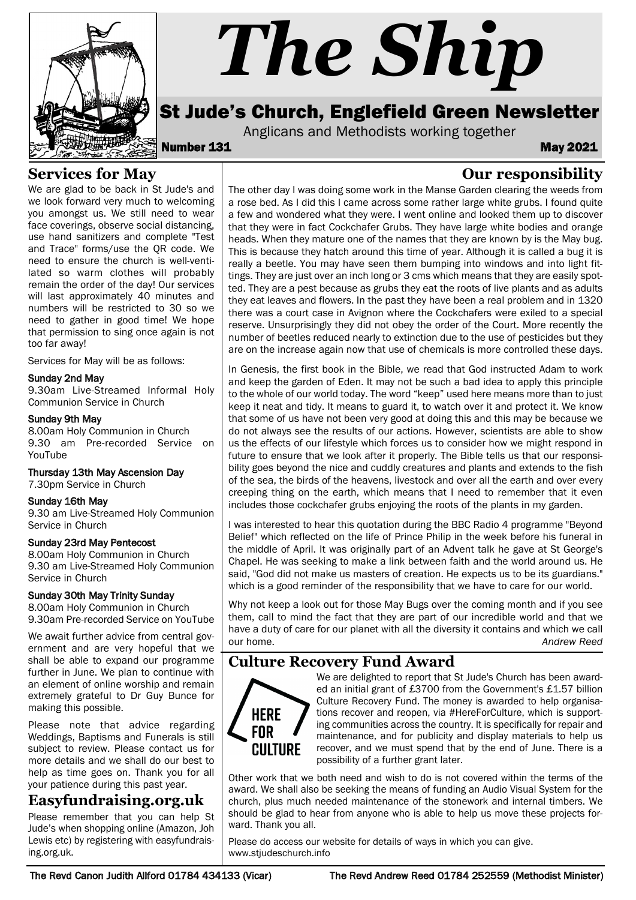# The Ship

## St Jude's Church, Englefield Green Newsletter

Anglicans and Methodists working together

**Number 131** **May 2021**

## Services for May

We are glad to be back in St Jude's and we look forward very much to welcoming you amongst us. We still need to wear face coverings, observe social distancing, use hand sanitizers and complete "Test and Trace" forms/use the QR code. We need to ensure the church is well-ventilated so warm clothes will probably remain the order of the day! Our services will last approximately 40 minutes and numbers will be restricted to 30 so we need to gather in good time! We hope that permission to sing once again is not too far away!

Services for May will be as follows:

**Sunday 2nd May**
9.30am Live-Streamed Informal Holy Communion Service in Church

**Sunday 9th May**
8.00am Holy Communion in Church
9.30 am Pre-recorded Service on YouTube

**Thursday 13th May Ascension Day**
7.30pm Service in Church

**Sunday 16th May**
9.30 am Live-Streamed Holy Communion Service in Church

**Sunday 23rd May Pentecost**
8.00am Holy Communion in Church
9.30 am Live-Streamed Holy Communion Service in Church

**Sunday 30th May Trinity Sunday**
8.00am Holy Communion in Church
9.30am Pre-recorded Service on YouTube

We await further advice from central government and are very hopeful that we shall be able to expand our programme further in June. We plan to continue with an element of online worship and remain extremely grateful to Dr Guy Bunce for making this possible.

Please note that advice regarding Weddings, Baptisms and Funerals is still subject to review. Please contact us for more details and we shall do our best to help as time goes on. Thank you for all your patience during this past year.

## Easyfundraising.org.uk

Please remember that you can help St Jude's when shopping online (Amazon, Joh Lewis etc) by registering with easyfundraising.org.uk.

## Our responsibility

The other day I was doing some work in the Manse Garden clearing the weeds from a rose bed. As I did this I came across some rather large white grubs. I found quite a few and wondered what they were. I went online and looked them up to discover that they were in fact Cockchafer Grubs. They have large white bodies and orange heads. When they mature one of the names that they are known by is the May bug. This is because they hatch around this time of year. Although it is called a bug it is really a beetle. You may have seen them bumping into windows and into light fittings. They are just over an inch long or 3 cms which means that they are easily spotted. They are a pest because as grubs they eat the roots of live plants and as adults they eat leaves and flowers. In the past they have been a real problem and in 1320 there was a court case in Avignon where the Cockchafers were exiled to a special reserve. Unsurprisingly they did not obey the order of the Court. More recently the number of beetles reduced nearly to extinction due to the use of pesticides but they are on the increase again now that use of chemicals is more controlled these days.

In Genesis, the first book in the Bible, we read that God instructed Adam to work and keep the garden of Eden. It may not be such a bad idea to apply this principle to the whole of our world today. The word "keep" used here means more than to just keep it neat and tidy. It means to guard it, to watch over it and protect it. We know that some of us have not been very good at doing this and this may be because we do not always see the results of our actions. However, scientists are able to show us the effects of our lifestyle which forces us to consider how we might respond in future to ensure that we look after it properly. The Bible tells us that our responsibility goes beyond the nice and cuddly creatures and plants and extends to the fish of the sea, the birds of the heavens, livestock and over all the earth and over every creeping thing on the earth, which means that I need to remember that it even includes those cockchafer grubs enjoying the roots of the plants in my garden.

I was interested to hear this quotation during the BBC Radio 4 programme "Beyond Belief" which reflected on the life of Prince Philip in the week before his funeral in the middle of April. It was originally part of an Advent talk he gave at St George's Chapel. He was seeking to make a link between faith and the world around us. He said, "God did not make us masters of creation. He expects us to be its guardians." which is a good reminder of the responsibility that we have to care for our world.

Why not keep a look out for those May Bugs over the coming month and if you see them, call to mind the fact that they are part of our incredible world and that we have a duty of care for our planet with all the diversity it contains and which we call our home.

*Andrew Reed*

## Culture Recovery Fund Award

HERE FOR CULTURE

We are delighted to report that St Jude's Church has been awarded an initial grant of £3700 from the Government's £1.57 billion Culture Recovery Fund. The money is awarded to help organisations recover and reopen, via #HereForCulture, which is supporting communities across the country. It is specifically for repair and maintenance, and for publicity and display materials to help us recover, and we must spend that by the end of June. There is a possibility of a further grant later.

Other work that we both need and wish to do is not covered within the terms of the award. We shall also be seeking the means of funding an Audio Visual System for the church, plus much needed maintenance of the stonework and internal timbers. We should be glad to hear from anyone who is able to help us move these projects forward. Thank you all.

Please do access our website for details of ways in which you can give. www.stjudeschurch.info

The Revd Canon Judith Allford 01784 434133 (Vicar) The Revd Andrew Reed 01784 252559 (Methodist Minister)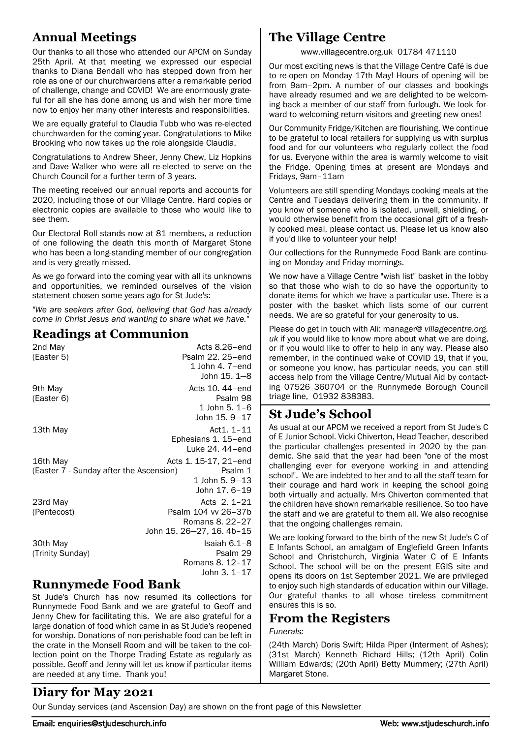## Annual Meetings

Our thanks to all those who attended our APCM on Sunday 25th April. At that meeting we expressed our especial thanks to Diana Bendall who has stepped down from her role as one of our churchwardens after a remarkable period of challenge, change and COVID! We are enormously grateful for all she has done among us and wish her more time now to enjoy her many other interests and responsibilities.

We are equally grateful to Claudia Tubb who was re-elected churchwarden for the coming year. Congratulations to Mike Brooking who now takes up the role alongside Claudia.

Congratulations to Andrew Sheer, Jenny Chew, Liz Hopkins and Dave Walker who were all re-elected to serve on the Church Council for a further term of 3 years.

The meeting received our annual reports and accounts for 2020, including those of our Village Centre. Hard copies or electronic copies are available to those who would like to see them.

Our Electoral Roll stands now at 81 members, a reduction of one following the death this month of Margaret Stone who has been a long-standing member of our congregation and is very greatly missed.

As we go forward into the coming year with all its unknowns and opportunities, we reminded ourselves of the vision statement chosen some years ago for St Jude's:

*"We are seekers after God, believing that God has already come in Christ Jesus and wanting to share what we have."*

## Readings at Communion

| | |
|---|---|
| 2nd May (Easter 5) | Acts 8.26–end<br>Psalm 22. 25–end<br>1 John 4. 7–end<br>John 15. 1—8 |
| 9th May (Easter 6) | Acts 10. 44–end<br>Psalm 98<br>1 John 5. 1–6<br>John 15. 9—17 |
| 13th May | Act1. 1–11<br>Ephesians 1. 15–end<br>Luke 24. 44–end |
| 16th May (Easter 7 - Sunday after the Ascension) | Acts 1. 15-17, 21–end<br>Psalm 1<br>1 John 5. 9—13<br>John 17. 6–19 |
| 23rd May (Pentecost) | Acts 2. 1–21<br>Psalm 104 vv 26–37b<br>Romans 8. 22–27<br>John 15. 26—27, 16. 4b–15 |
| 30th May (Trinity Sunday) | Isaiah 6.1–8<br>Psalm 29<br>Romans 8. 12–17<br>John 3. 1–17 |

## Runnymede Food Bank

St Jude's Church has now resumed its collections for Runnymede Food Bank and we are grateful to Geoff and Jenny Chew for facilitating this. We are also grateful for a large donation of food which came in as St Jude's reopened for worship. Donations of non-perishable food can be left in the crate in the Monsell Room and will be taken to the collection point on the Thorpe Trading Estate as regularly as possible. Geoff and Jenny will let us know if particular items are needed at any time. Thank you!

## The Village Centre

www.villagecentre.org.uk 01784 471110

Our most exciting news is that the Village Centre Café is due to re-open on Monday 17th May! Hours of opening will be from 9am–2pm. A number of our classes and bookings have already resumed and we are delighted to be welcoming back a member of our staff from furlough. We look forward to welcoming return visitors and greeting new ones!

Our Community Fridge/Kitchen are flourishing. We continue to be grateful to local retailers for supplying us with surplus food and for our volunteers who regularly collect the food for us. Everyone within the area is warmly welcome to visit the Fridge. Opening times at present are Mondays and Fridays, 9am–11am

Volunteers are still spending Mondays cooking meals at the Centre and Tuesdays delivering them in the community. If you know of someone who is isolated, unwell, shielding, or would otherwise benefit from the occasional gift of a freshly cooked meal, please contact us. Please let us know also if you'd like to volunteer your help!

Our collections for the Runnymede Food Bank are continuing on Monday and Friday mornings.

We now have a Village Centre "wish list" basket in the lobby so that those who wish to do so have the opportunity to donate items for which we have a particular use. There is a poster with the basket which lists some of our current needs. We are so grateful for your generosity to us.

Please do get in touch with Ali: manager@ *villagecentre.org.uk* if you would like to know more about what we are doing, or if you would like to offer to help in any way. Please also remember, in the continued wake of COVID 19, that if you, or someone you know, has particular needs, you can still access help from the Village Centre/Mutual Aid by contacting 07526 360704 or the Runnymede Borough Council triage line, 01932 838383.

## St Jude's School

As usual at our APCM we received a report from St Jude's C of E Junior School. Vicki Chiverton, Head Teacher, described the particular challenges presented in 2020 by the pandemic. She said that the year had been "one of the most challenging ever for everyone working in and attending school". We are indebted to her and to all the staff team for their courage and hard work in keeping the school going both virtually and actually. Mrs Chiverton commented that the children have shown remarkable resilience. So too have the staff and we are grateful to them all. We also recognise that the ongoing challenges remain.

We are looking forward to the birth of the new St Jude's C of E Infants School, an amalgam of Englefield Green Infants School and Christchurch, Virginia Water C of E Infants School. The school will be on the present EGIS site and opens its doors on 1st September 2021. We are privileged to enjoy such high standards of education within our Village. Our grateful thanks to all whose tireless commitment ensures this is so.

## From the Registers

*Funerals:*

(24th March) Doris Swift; Hilda Piper (Interment of Ashes); (31st March) Kenneth Richard Hills; (12th April) Colin William Edwards; (20th April) Betty Mummery; (27th April) Margaret Stone.

## Diary for May 2021

Our Sunday services (and Ascension Day) are shown on the front page of this Newsletter

**Email: enquiries@stjudeschurch.info** **Web: www.stjudeschurch.info**